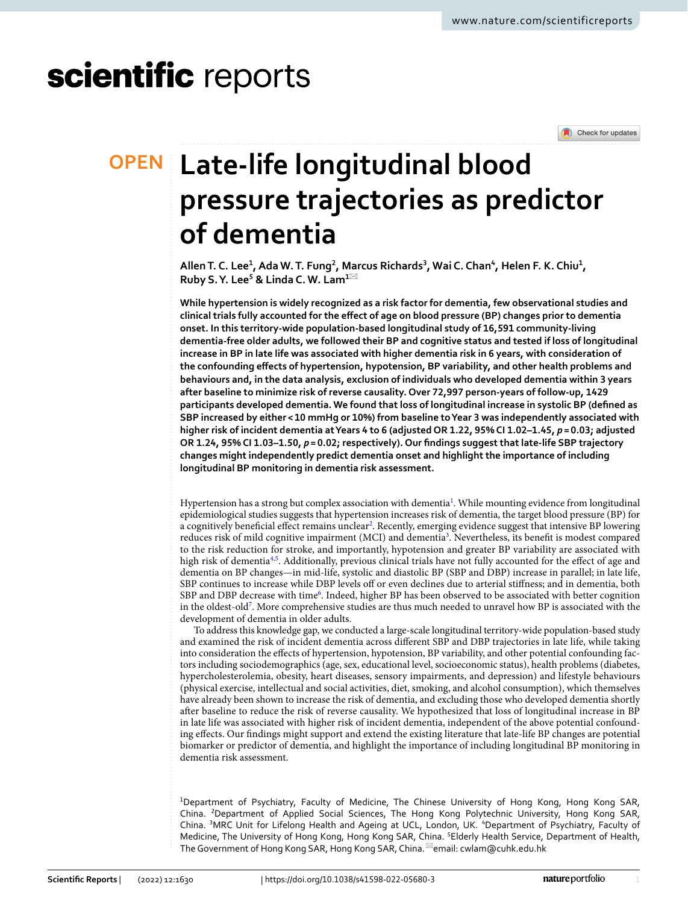# Late-life longitudinal blood pressure trajectories as predictor of dementia

**Allen T. C. Lee[1], Ada W. T. Fung[2], Marcus Richards[3], Wai C. Chan[4], Helen F. K. Chiu[1], Ruby S. Y. Lee[5] & Linda C. W. Lam[1]**

**While hypertension is widely recognized as a risk factor for dementia, few observational studies and clinical trials fully accounted for the effect of age on blood pressure (BP) changes prior to dementia onset. In this territory-wide population-based longitudinal study of 16,591 community-living dementia-free older adults, we followed their BP and cognitive status and tested if loss of longitudinal increase in BP in late life was associated with higher dementia risk in 6 years, with consideration of the confounding effects of hypertension, hypotension, BP variability, and other health problems and behaviours and, in the data analysis, exclusion of individuals who developed dementia within 3 years after baseline to minimize risk of reverse causality. Over 72,997 person-years of follow-up, 1429 participants developed dementia. We found that loss of longitudinal increase in systolic BP (defined as SBP increased by either < 10 mmHg or 10%) from baseline to Year 3 was independently associated with higher risk of incident dementia at Years 4 to 6 (adjusted OR 1.22, 95% CI 1.02–1.45, *p* = 0.03; adjusted OR 1.24, 95% CI 1.03–1.50, *p* = 0.02; respectively). Our findings suggest that late-life SBP trajectory changes might independently predict dementia onset and highlight the importance of including longitudinal BP monitoring in dementia risk assessment.**

Hypertension has a strong but complex association with dementia[1]. While mounting evidence from longitudinal epidemiological studies suggests that hypertension increases risk of dementia, the target blood pressure (BP) for a cognitively beneficial effect remains unclear[2]. Recently, emerging evidence suggest that intensive BP lowering reduces risk of mild cognitive impairment (MCI) and dementia[3]. Nevertheless, its benefit is modest compared to the risk reduction for stroke, and importantly, hypotension and greater BP variability are associated with high risk of dementia[4,5]. Additionally, previous clinical trials have not fully accounted for the effect of age and dementia on BP changes—in mid-life, systolic and diastolic BP (SBP and DBP) increase in parallel; in late life, SBP continues to increase while DBP levels off or even declines due to arterial stiffness; and in dementia, both SBP and DBP decrease with time[6]. Indeed, higher BP has been observed to be associated with better cognition in the oldest-old[7]. More comprehensive studies are thus much needed to unravel how BP is associated with the development of dementia in older adults.

To address this knowledge gap, we conducted a large-scale longitudinal territory-wide population-based study and examined the risk of incident dementia across different SBP and DBP trajectories in late life, while taking into consideration the effects of hypertension, hypotension, BP variability, and other potential confounding factors including sociodemographics (age, sex, educational level, socioeconomic status), health problems (diabetes, hypercholesterolemia, obesity, heart diseases, sensory impairments, and depression) and lifestyle behaviours (physical exercise, intellectual and social activities, diet, smoking, and alcohol consumption), which themselves have already been shown to increase the risk of dementia, and excluding those who developed dementia shortly after baseline to reduce the risk of reverse causality. We hypothesized that loss of longitudinal increase in BP in late life was associated with higher risk of incident dementia, independent of the above potential confounding effects. Our findings might support and extend the existing literature that late-life BP changes are potential biomarker or predictor of dementia, and highlight the importance of including longitudinal BP monitoring in dementia risk assessment.

[1]Department of Psychiatry, Faculty of Medicine, The Chinese University of Hong Kong, Hong Kong SAR, China. [2]Department of Applied Social Sciences, The Hong Kong Polytechnic University, Hong Kong SAR, China. [3]MRC Unit for Lifelong Health and Ageing at UCL, London, UK. [4]Department of Psychiatry, Faculty of Medicine, The University of Hong Kong, Hong Kong SAR, China. [5]Elderly Health Service, Department of Health, The Government of Hong Kong SAR, Hong Kong SAR, China. email: cwlam@cuhk.edu.hk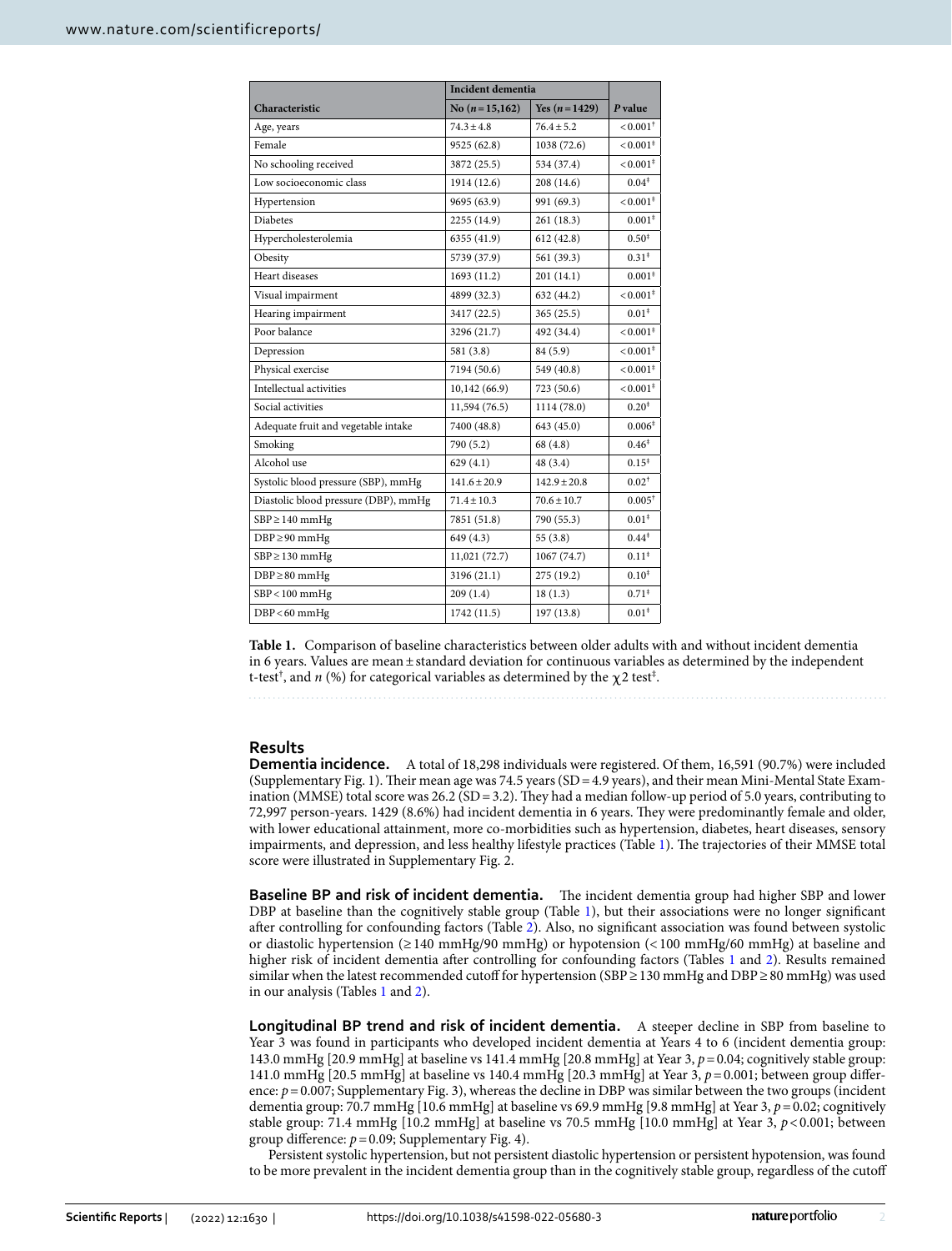| Characteristic | Incident dementia | | P value |
|---|---|---|---|
| | No ($n$ = 15,162) | Yes ($n$ = 1429) | |
| Age, years | 74.3 ± 4.8 | 76.4 ± 5.2 | < 0.001† |
| Female | 9525 (62.8) | 1038 (72.6) | < 0.001‡ |
| No schooling received | 3872 (25.5) | 534 (37.4) | < 0.001‡ |
| Low socioeconomic class | 1914 (12.6) | 208 (14.6) | 0.04‡ |
| Hypertension | 9695 (63.9) | 991 (69.3) | < 0.001‡ |
| Diabetes | 2255 (14.9) | 261 (18.3) | 0.001‡ |
| Hypercholesterolemia | 6355 (41.9) | 612 (42.8) | 0.50‡ |
| Obesity | 5739 (37.9) | 561 (39.3) | 0.31‡ |
| Heart diseases | 1693 (11.2) | 201 (14.1) | 0.001‡ |
| Visual impairment | 4899 (32.3) | 632 (44.2) | < 0.001‡ |
| Hearing impairment | 3417 (22.5) | 365 (25.5) | 0.01‡ |
| Poor balance | 3296 (21.7) | 492 (34.4) | < 0.001‡ |
| Depression | 581 (3.8) | 84 (5.9) | < 0.001‡ |
| Physical exercise | 7194 (50.6) | 549 (40.8) | < 0.001‡ |
| Intellectual activities | 10,142 (66.9) | 723 (50.6) | < 0.001‡ |
| Social activities | 11,594 (76.5) | 1114 (78.0) | 0.20‡ |
| Adequate fruit and vegetable intake | 7400 (48.8) | 643 (45.0) | 0.006‡ |
| Smoking | 790 (5.2) | 68 (4.8) | 0.46‡ |
| Alcohol use | 629 (4.1) | 48 (3.4) | 0.15‡ |
| Systolic blood pressure (SBP), mmHg | 141.6 ± 20.9 | 142.9 ± 20.8 | 0.02† |
| Diastolic blood pressure (DBP), mmHg | 71.4 ± 10.3 | 70.6 ± 10.7 | 0.005† |
| SBP ≥ 140 mmHg | 7851 (51.8) | 790 (55.3) | 0.01‡ |
| DBP ≥ 90 mmHg | 649 (4.3) | 55 (3.8) | 0.44‡ |
| SBP ≥ 130 mmHg | 11,021 (72.7) | 1067 (74.7) | 0.11‡ |
| DBP ≥ 80 mmHg | 3196 (21.1) | 275 (19.2) | 0.10‡ |
| SBP < 100 mmHg | 209 (1.4) | 18 (1.3) | 0.71‡ |
| DBP < 60 mmHg | 1742 (11.5) | 197 (13.8) | 0.01‡ |

**Table 1.** Comparison of baseline characteristics between older adults with and without incident dementia in 6 years. Values are mean ± standard deviation for continuous variables as determined by the independent t-test†, and $n$ (%) for categorical variables as determined by the $\chi$2 test‡.

## Results

**Dementia incidence.** A total of 18,298 individuals were registered. Of them, 16,591 (90.7%) were included (Supplementary Fig. 1). Their mean age was 74.5 years (SD = 4.9 years), and their mean Mini-Mental State Examination (MMSE) total score was 26.2 (SD = 3.2). They had a median follow-up period of 5.0 years, contributing to 72,997 person-years. 1429 (8.6%) had incident dementia in 6 years. They were predominantly female and older, with lower educational attainment, more co-morbidities such as hypertension, diabetes, heart diseases, sensory impairments, and depression, and less healthy lifestyle practices (Table 1). The trajectories of their MMSE total score were illustrated in Supplementary Fig. 2.

**Baseline BP and risk of incident dementia.** The incident dementia group had higher SBP and lower DBP at baseline than the cognitively stable group (Table 1), but their associations were no longer significant after controlling for confounding factors (Table 2). Also, no significant association was found between systolic or diastolic hypertension (≥ 140 mmHg/90 mmHg) or hypotension (< 100 mmHg/60 mmHg) at baseline and higher risk of incident dementia after controlling for confounding factors (Tables 1 and 2). Results remained similar when the latest recommended cutoff for hypertension (SBP ≥ 130 mmHg and DBP ≥ 80 mmHg) was used in our analysis (Tables 1 and 2).

**Longitudinal BP trend and risk of incident dementia.** A steeper decline in SBP from baseline to Year 3 was found in participants who developed incident dementia at Years 4 to 6 (incident dementia group: 143.0 mmHg [20.9 mmHg] at baseline vs 141.4 mmHg [20.8 mmHg] at Year 3, $p$ = 0.04; cognitively stable group: 141.0 mmHg [20.5 mmHg] at baseline vs 140.4 mmHg [20.3 mmHg] at Year 3, $p$ = 0.001; between group difference: $p$ = 0.007; Supplementary Fig. 3), whereas the decline in DBP was similar between the two groups (incident dementia group: 70.7 mmHg [10.6 mmHg] at baseline vs 69.9 mmHg [9.8 mmHg] at Year 3, $p$ = 0.02; cognitively stable group: 71.4 mmHg [10.2 mmHg] at baseline vs 70.5 mmHg [10.0 mmHg] at Year 3, $p$ < 0.001; between group difference: $p$ = 0.09; Supplementary Fig. 4).

Persistent systolic hypertension, but not persistent diastolic hypertension or persistent hypotension, was found to be more prevalent in the incident dementia group than in the cognitively stable group, regardless of the cutoff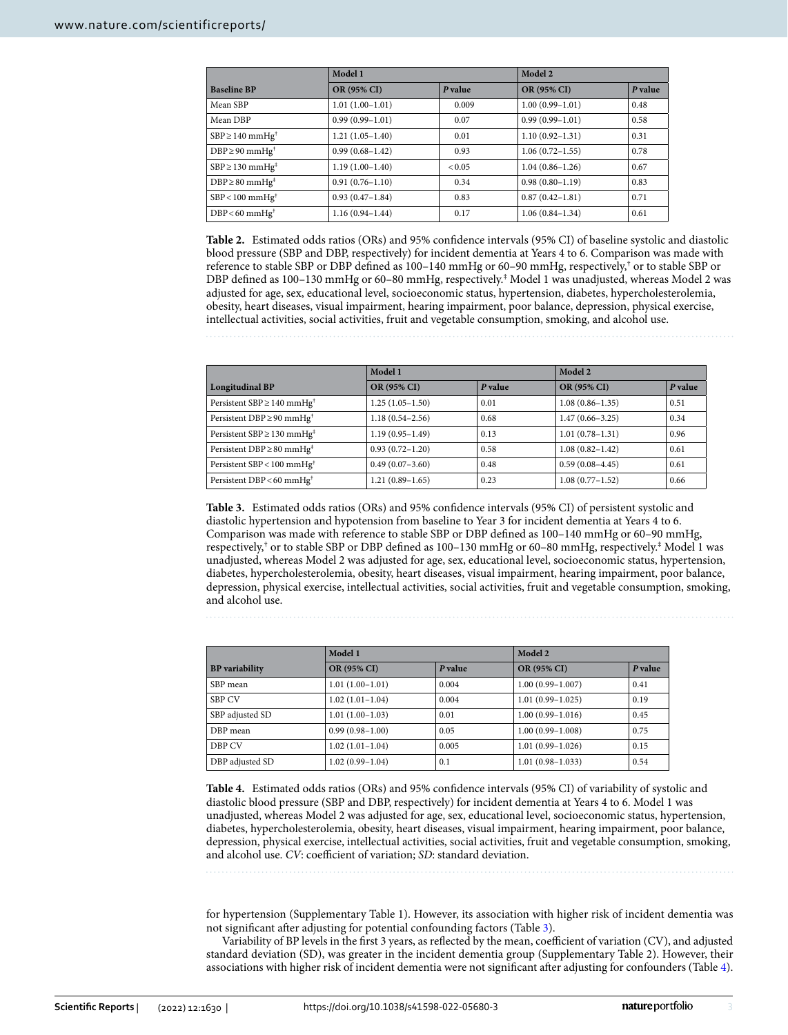| | Model 1 | | Model 2 | |
|---|---|---|---|---|
| **Baseline BP** | **OR (95% CI)** | ***P* value** | **OR (95% CI)** | ***P* value** |
| Mean SBP | 1.01 (1.00–1.01) | 0.009 | 1.00 (0.99–1.01) | 0.48 |
| Mean DBP | 0.99 (0.99–1.01) | 0.07 | 0.99 (0.99–1.01) | 0.58 |
| SBP ≥ 140 mmHg[†] | 1.21 (1.05–1.40) | 0.01 | 1.10 (0.92–1.31) | 0.31 |
| DBP ≥ 90 mmHg[†] | 0.99 (0.68–1.42) | 0.93 | 1.06 (0.72–1.55) | 0.78 |
| SBP ≥ 130 mmHg[‡] | 1.19 (1.00–1.40) | < 0.05 | 1.04 (0.86–1.26) | 0.67 |
| DBP ≥ 80 mmHg[‡] | 0.91 (0.76–1.10) | 0.34 | 0.98 (0.80–1.19) | 0.83 |
| SBP < 100 mmHg[†] | 0.93 (0.47–1.84) | 0.83 | 0.87 (0.42–1.81) | 0.71 |
| DBP < 60 mmHg[†] | 1.16 (0.94–1.44) | 0.17 | 1.06 (0.84–1.34) | 0.61 |

**Table 2.** Estimated odds ratios (ORs) and 95% confidence intervals (95% CI) of baseline systolic and diastolic blood pressure (SBP and DBP, respectively) for incident dementia at Years 4 to 6. Comparison was made with reference to stable SBP or DBP defined as 100–140 mmHg or 60–90 mmHg, respectively,[†] or to stable SBP or DBP defined as 100–130 mmHg or 60–80 mmHg, respectively.[‡] Model 1 was unadjusted, whereas Model 2 was adjusted for age, sex, educational level, socioeconomic status, hypertension, diabetes, hypercholesterolemia, obesity, heart diseases, visual impairment, hearing impairment, poor balance, depression, physical exercise, intellectual activities, social activities, fruit and vegetable consumption, smoking, and alcohol use.

| | Model 1 | | Model 2 | |
|---|---|---|---|---|
| **Longitudinal BP** | **OR (95% CI)** | ***P* value** | **OR (95% CI)** | ***P* value** |
| Persistent SBP ≥ 140 mmHg[†] | 1.25 (1.05–1.50) | 0.01 | 1.08 (0.86–1.35) | 0.51 |
| Persistent DBP ≥ 90 mmHg[†] | 1.18 (0.54–2.56) | 0.68 | 1.47 (0.66–3.25) | 0.34 |
| Persistent SBP ≥ 130 mmHg[‡] | 1.19 (0.95–1.49) | 0.13 | 1.01 (0.78–1.31) | 0.96 |
| Persistent DBP ≥ 80 mmHg[‡] | 0.93 (0.72–1.20) | 0.58 | 1.08 (0.82–1.42) | 0.61 |
| Persistent SBP < 100 mmHg[†] | 0.49 (0.07–3.60) | 0.48 | 0.59 (0.08–4.45) | 0.61 |
| Persistent DBP < 60 mmHg[†] | 1.21 (0.89–1.65) | 0.23 | 1.08 (0.77–1.52) | 0.66 |

**Table 3.** Estimated odds ratios (ORs) and 95% confidence intervals (95% CI) of persistent systolic and diastolic hypertension and hypotension from baseline to Year 3 for incident dementia at Years 4 to 6. Comparison was made with reference to stable SBP or DBP defined as 100–140 mmHg or 60–90 mmHg, respectively,[†] or to stable SBP or DBP defined as 100–130 mmHg or 60–80 mmHg, respectively.[‡] Model 1 was unadjusted, whereas Model 2 was adjusted for age, sex, educational level, socioeconomic status, hypertension, diabetes, hypercholesterolemia, obesity, heart diseases, visual impairment, hearing impairment, poor balance, depression, physical exercise, intellectual activities, social activities, fruit and vegetable consumption, smoking, and alcohol use.

| | Model 1 | | Model 2 | |
|---|---|---|---|---|
| **BP variability** | **OR (95% CI)** | ***P* value** | **OR (95% CI)** | ***P* value** |
| SBP mean | 1.01 (1.00–1.01) | 0.004 | 1.00 (0.99–1.007) | 0.41 |
| SBP CV | 1.02 (1.01–1.04) | 0.004 | 1.01 (0.99–1.025) | 0.19 |
| SBP adjusted SD | 1.01 (1.00–1.03) | 0.01 | 1.00 (0.99–1.016) | 0.45 |
| DBP mean | 0.99 (0.98–1.00) | 0.05 | 1.00 (0.99–1.008) | 0.75 |
| DBP CV | 1.02 (1.01–1.04) | 0.005 | 1.01 (0.99–1.026) | 0.15 |
| DBP adjusted SD | 1.02 (0.99–1.04) | 0.1 | 1.01 (0.98–1.033) | 0.54 |

**Table 4.** Estimated odds ratios (ORs) and 95% confidence intervals (95% CI) of variability of systolic and diastolic blood pressure (SBP and DBP, respectively) for incident dementia at Years 4 to 6. Model 1 was unadjusted, whereas Model 2 was adjusted for age, sex, educational level, socioeconomic status, hypertension, diabetes, hypercholesterolemia, obesity, heart diseases, visual impairment, hearing impairment, poor balance, depression, physical exercise, intellectual activities, social activities, fruit and vegetable consumption, smoking, and alcohol use. *CV*: coefficient of variation; *SD*: standard deviation.

for hypertension (Supplementary Table 1). However, its association with higher risk of incident dementia was not significant after adjusting for potential confounding factors (Table 3).

Variability of BP levels in the first 3 years, as reflected by the mean, coefficient of variation (CV), and adjusted standard deviation (SD), was greater in the incident dementia group (Supplementary Table 2). However, their associations with higher risk of incident dementia were not significant after adjusting for confounders (Table 4).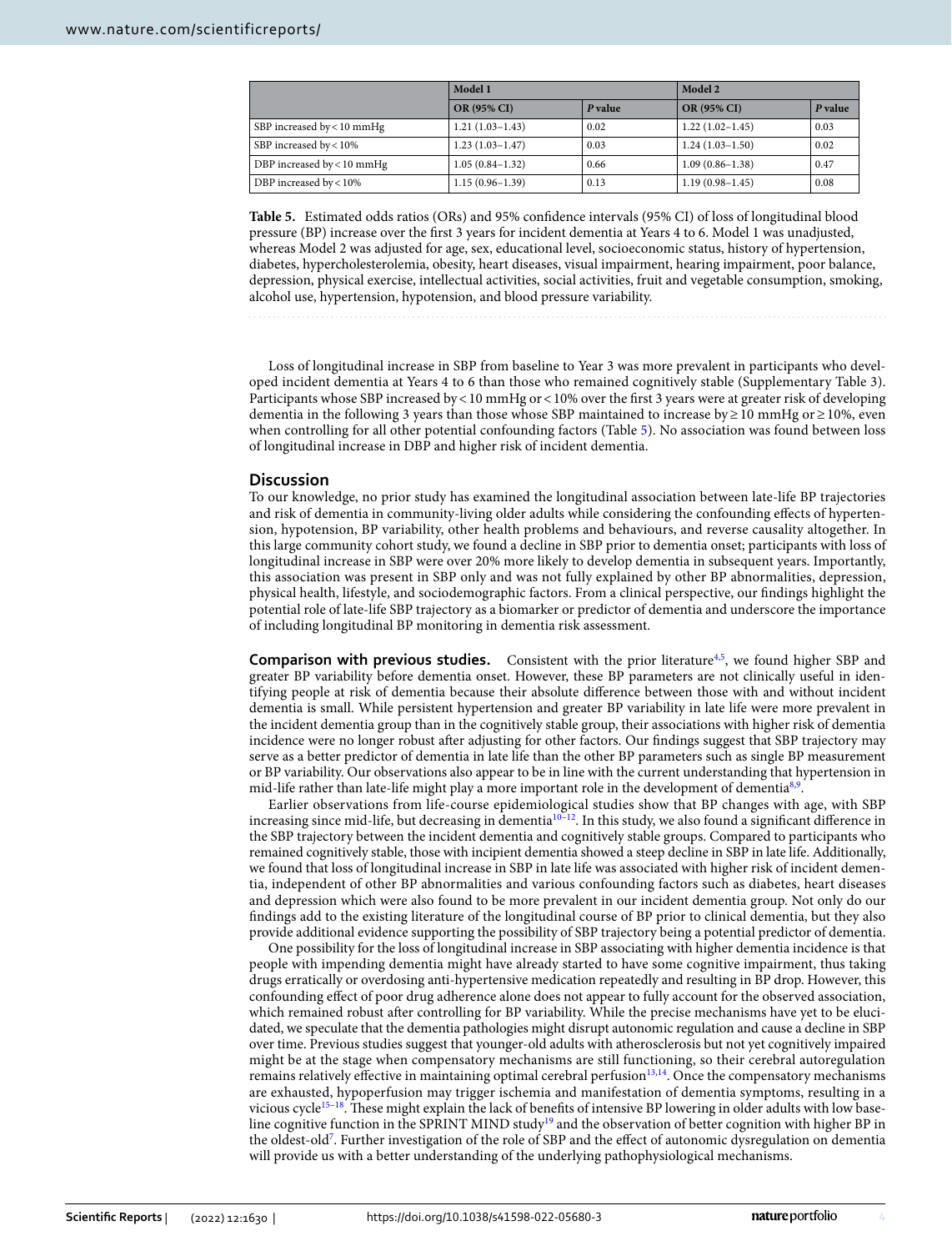| | Model 1 | | Model 2 | |
|---|---|---|---|---|
| | OR (95% CI) | *P* value | OR (95% CI) | *P* value |
| SBP increased by < 10 mmHg | 1.21 (1.03–1.43) | 0.02 | 1.22 (1.02–1.45) | 0.03 |
| SBP increased by < 10% | 1.23 (1.03–1.47) | 0.03 | 1.24 (1.03–1.50) | 0.02 |
| DBP increased by < 10 mmHg | 1.05 (0.84–1.32) | 0.66 | 1.09 (0.86–1.38) | 0.47 |
| DBP increased by < 10% | 1.15 (0.96–1.39) | 0.13 | 1.19 (0.98–1.45) | 0.08 |

**Table 5.** Estimated odds ratios (ORs) and 95% confidence intervals (95% CI) of loss of longitudinal blood pressure (BP) increase over the first 3 years for incident dementia at Years 4 to 6. Model 1 was unadjusted, whereas Model 2 was adjusted for age, sex, educational level, socioeconomic status, history of hypertension, diabetes, hypercholesterolemia, obesity, heart diseases, visual impairment, hearing impairment, poor balance, depression, physical exercise, intellectual activities, social activities, fruit and vegetable consumption, smoking, alcohol use, hypertension, hypotension, and blood pressure variability.

Loss of longitudinal increase in SBP from baseline to Year 3 was more prevalent in participants who developed incident dementia at Years 4 to 6 than those who remained cognitively stable (Supplementary Table 3). Participants whose SBP increased by < 10 mmHg or < 10% over the first 3 years were at greater risk of developing dementia in the following 3 years than those whose SBP maintained to increase by ≥ 10 mmHg or ≥ 10%, even when controlling for all other potential confounding factors (Table 5). No association was found between loss of longitudinal increase in DBP and higher risk of incident dementia.

## Discussion

To our knowledge, no prior study has examined the longitudinal association between late-life BP trajectories and risk of dementia in community-living older adults while considering the confounding effects of hypertension, hypotension, BP variability, other health problems and behaviours, and reverse causality altogether. In this large community cohort study, we found a decline in SBP prior to dementia onset; participants with loss of longitudinal increase in SBP were over 20% more likely to develop dementia in subsequent years. Importantly, this association was present in SBP only and was not fully explained by other BP abnormalities, depression, physical health, lifestyle, and sociodemographic factors. From a clinical perspective, our findings highlight the potential role of late-life SBP trajectory as a biomarker or predictor of dementia and underscore the importance of including longitudinal BP monitoring in dementia risk assessment.

**Comparison with previous studies.** Consistent with the prior literature[4,5], we found higher SBP and greater BP variability before dementia onset. However, these BP parameters are not clinically useful in identifying people at risk of dementia because their absolute difference between those with and without incident dementia is small. While persistent hypertension and greater BP variability in late life were more prevalent in the incident dementia group than in the cognitively stable group, their associations with higher risk of dementia incidence were no longer robust after adjusting for other factors. Our findings suggest that SBP trajectory may serve as a better predictor of dementia in late life than the other BP parameters such as single BP measurement or BP variability. Our observations also appear to be in line with the current understanding that hypertension in mid-life rather than late-life might play a more important role in the development of dementia[8,9].

Earlier observations from life-course epidemiological studies show that BP changes with age, with SBP increasing since mid-life, but decreasing in dementia[10–12]. In this study, we also found a significant difference in the SBP trajectory between the incident dementia and cognitively stable groups. Compared to participants who remained cognitively stable, those with incipient dementia showed a steep decline in SBP in late life. Additionally, we found that loss of longitudinal increase in SBP in late life was associated with higher risk of incident dementia, independent of other BP abnormalities and various confounding factors such as diabetes, heart diseases and depression which were also found to be more prevalent in our incident dementia group. Not only do our findings add to the existing literature of the longitudinal course of BP prior to clinical dementia, but they also provide additional evidence supporting the possibility of SBP trajectory being a potential predictor of dementia.

One possibility for the loss of longitudinal increase in SBP associating with higher dementia incidence is that people with impending dementia might have already started to have some cognitive impairment, thus taking drugs erratically or overdosing anti-hypertensive medication repeatedly and resulting in BP drop. However, this confounding effect of poor drug adherence alone does not appear to fully account for the observed association, which remained robust after controlling for BP variability. While the precise mechanisms have yet to be elucidated, we speculate that the dementia pathologies might disrupt autonomic regulation and cause a decline in SBP over time. Previous studies suggest that younger-old adults with atherosclerosis but not yet cognitively impaired might be at the stage when compensatory mechanisms are still functioning, so their cerebral autoregulation remains relatively effective in maintaining optimal cerebral perfusion[13,14]. Once the compensatory mechanisms are exhausted, hypoperfusion may trigger ischemia and manifestation of dementia symptoms, resulting in a vicious cycle[15–18]. These might explain the lack of benefits of intensive BP lowering in older adults with low baseline cognitive function in the SPRINT MIND study[19] and the observation of better cognition with higher BP in the oldest-old[7]. Further investigation of the role of SBP and the effect of autonomic dysregulation on dementia will provide us with a better understanding of the underlying pathophysiological mechanisms.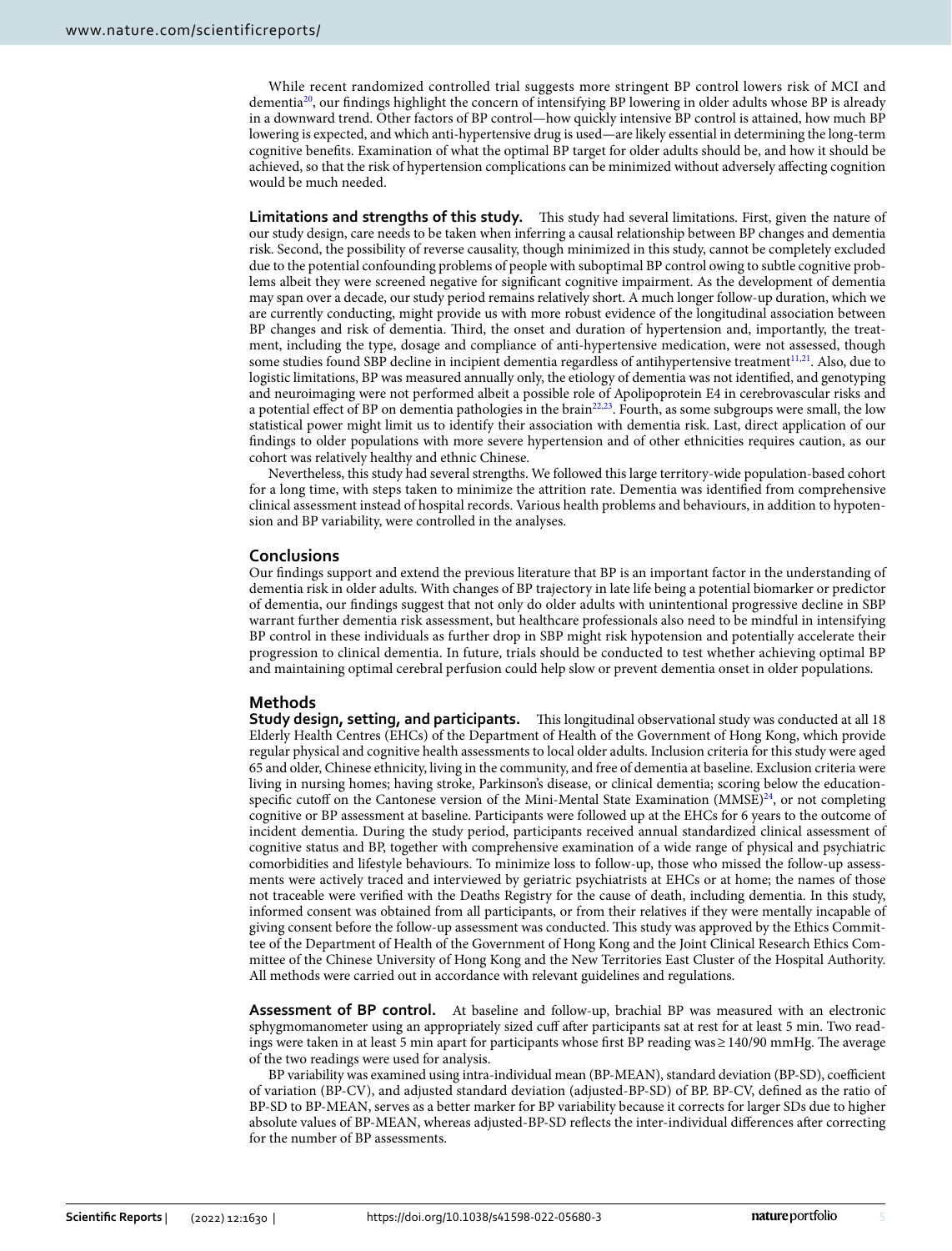While recent randomized controlled trial suggests more stringent BP control lowers risk of MCI and dementia[20], our findings highlight the concern of intensifying BP lowering in older adults whose BP is already in a downward trend. Other factors of BP control—how quickly intensive BP control is attained, how much BP lowering is expected, and which anti-hypertensive drug is used—are likely essential in determining the long-term cognitive benefits. Examination of what the optimal BP target for older adults should be, and how it should be achieved, so that the risk of hypertension complications can be minimized without adversely affecting cognition would be much needed.

**Limitations and strengths of this study.** This study had several limitations. First, given the nature of our study design, care needs to be taken when inferring a causal relationship between BP changes and dementia risk. Second, the possibility of reverse causality, though minimized in this study, cannot be completely excluded due to the potential confounding problems of people with suboptimal BP control owing to subtle cognitive problems albeit they were screened negative for significant cognitive impairment. As the development of dementia may span over a decade, our study period remains relatively short. A much longer follow-up duration, which we are currently conducting, might provide us with more robust evidence of the longitudinal association between BP changes and risk of dementia. Third, the onset and duration of hypertension and, importantly, the treatment, including the type, dosage and compliance of anti-hypertensive medication, were not assessed, though some studies found SBP decline in incipient dementia regardless of antihypertensive treatment[11,21]. Also, due to logistic limitations, BP was measured annually only, the etiology of dementia was not identified, and genotyping and neuroimaging were not performed albeit a possible role of Apolipoprotein E4 in cerebrovascular risks and a potential effect of BP on dementia pathologies in the brain[22,23]. Fourth, as some subgroups were small, the low statistical power might limit us to identify their association with dementia risk. Last, direct application of our findings to older populations with more severe hypertension and of other ethnicities requires caution, as our cohort was relatively healthy and ethnic Chinese.

Nevertheless, this study had several strengths. We followed this large territory-wide population-based cohort for a long time, with steps taken to minimize the attrition rate. Dementia was identified from comprehensive clinical assessment instead of hospital records. Various health problems and behaviours, in addition to hypotension and BP variability, were controlled in the analyses.

## Conclusions

Our findings support and extend the previous literature that BP is an important factor in the understanding of dementia risk in older adults. With changes of BP trajectory in late life being a potential biomarker or predictor of dementia, our findings suggest that not only do older adults with unintentional progressive decline in SBP warrant further dementia risk assessment, but healthcare professionals also need to be mindful in intensifying BP control in these individuals as further drop in SBP might risk hypotension and potentially accelerate their progression to clinical dementia. In future, trials should be conducted to test whether achieving optimal BP and maintaining optimal cerebral perfusion could help slow or prevent dementia onset in older populations.

## Methods

**Study design, setting, and participants.** This longitudinal observational study was conducted at all 18 Elderly Health Centres (EHCs) of the Department of Health of the Government of Hong Kong, which provide regular physical and cognitive health assessments to local older adults. Inclusion criteria for this study were aged 65 and older, Chinese ethnicity, living in the community, and free of dementia at baseline. Exclusion criteria were living in nursing homes; having stroke, Parkinson's disease, or clinical dementia; scoring below the education-specific cutoff on the Cantonese version of the Mini-Mental State Examination (MMSE)[24], or not completing cognitive or BP assessment at baseline. Participants were followed up at the EHCs for 6 years to the outcome of incident dementia. During the study period, participants received annual standardized clinical assessment of cognitive status and BP, together with comprehensive examination of a wide range of physical and psychiatric comorbidities and lifestyle behaviours. To minimize loss to follow-up, those who missed the follow-up assessments were actively traced and interviewed by geriatric psychiatrists at EHCs or at home; the names of those not traceable were verified with the Deaths Registry for the cause of death, including dementia. In this study, informed consent was obtained from all participants, or from their relatives if they were mentally incapable of giving consent before the follow-up assessment was conducted. This study was approved by the Ethics Committee of the Department of Health of the Government of Hong Kong and the Joint Clinical Research Ethics Committee of the Chinese University of Hong Kong and the New Territories East Cluster of the Hospital Authority. All methods were carried out in accordance with relevant guidelines and regulations.

**Assessment of BP control.** At baseline and follow-up, brachial BP was measured with an electronic sphygmomanometer using an appropriately sized cuff after participants sat at rest for at least 5 min. Two readings were taken in at least 5 min apart for participants whose first BP reading was ≥ 140/90 mmHg. The average of the two readings were used for analysis.

BP variability was examined using intra-individual mean (BP-MEAN), standard deviation (BP-SD), coefficient of variation (BP-CV), and adjusted standard deviation (adjusted-BP-SD) of BP. BP-CV, defined as the ratio of BP-SD to BP-MEAN, serves as a better marker for BP variability because it corrects for larger SDs due to higher absolute values of BP-MEAN, whereas adjusted-BP-SD reflects the inter-individual differences after correcting for the number of BP assessments.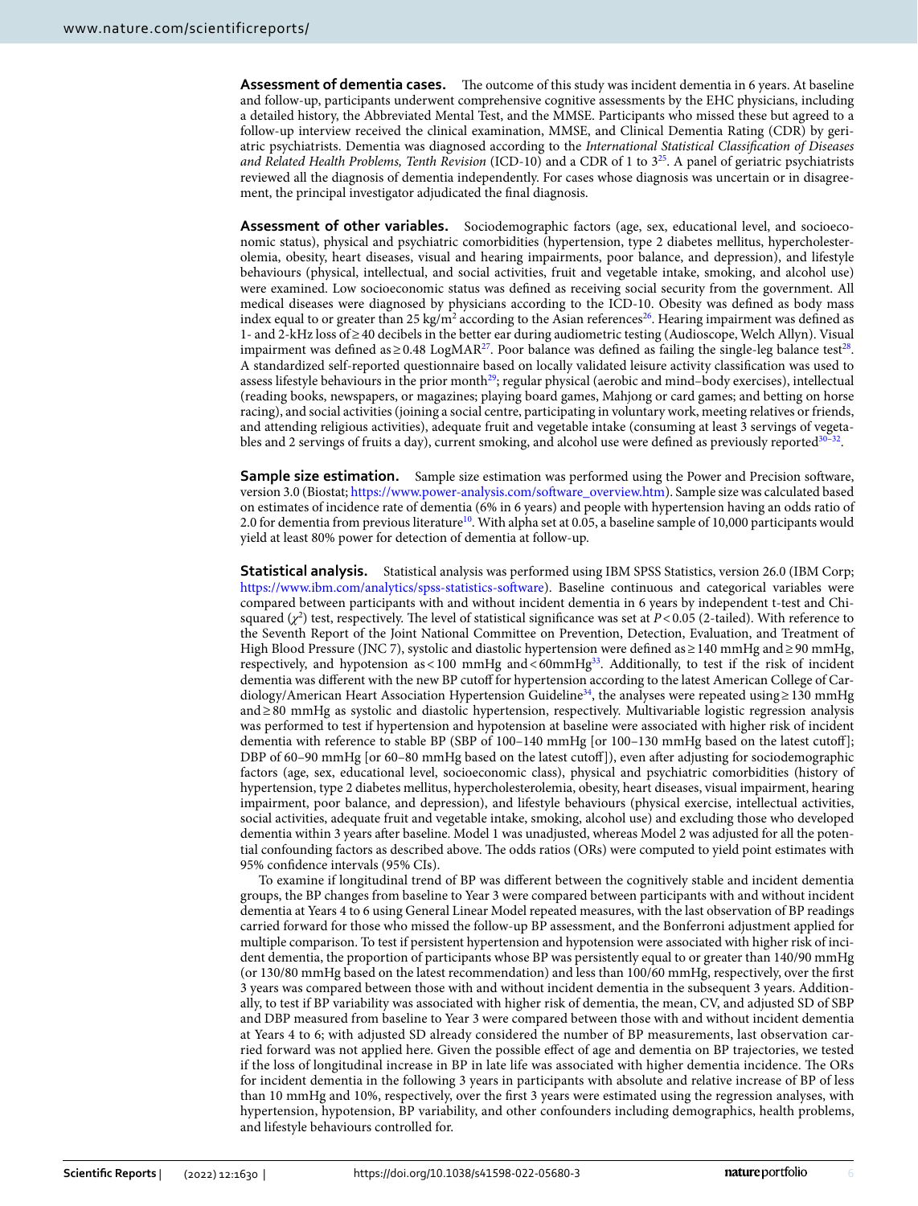**Assessment of dementia cases.** The outcome of this study was incident dementia in 6 years. At baseline and follow-up, participants underwent comprehensive cognitive assessments by the EHC physicians, including a detailed history, the Abbreviated Mental Test, and the MMSE. Participants who missed these but agreed to a follow-up interview received the clinical examination, MMSE, and Clinical Dementia Rating (CDR) by geriatric psychiatrists. Dementia was diagnosed according to the *International Statistical Classification of Diseases and Related Health Problems, Tenth Revision* (ICD-10) and a CDR of 1 to 3[25]. A panel of geriatric psychiatrists reviewed all the diagnosis of dementia independently. For cases whose diagnosis was uncertain or in disagreement, the principal investigator adjudicated the final diagnosis.

**Assessment of other variables.** Sociodemographic factors (age, sex, educational level, and socioeconomic status), physical and psychiatric comorbidities (hypertension, type 2 diabetes mellitus, hypercholesterolemia, obesity, heart diseases, visual and hearing impairments, poor balance, and depression), and lifestyle behaviours (physical, intellectual, and social activities, fruit and vegetable intake, smoking, and alcohol use) were examined. Low socioeconomic status was defined as receiving social security from the government. All medical diseases were diagnosed by physicians according to the ICD-10. Obesity was defined as body mass index equal to or greater than 25 $kg/m^2$ according to the Asian references[26]. Hearing impairment was defined as 1- and 2-kHz loss of ≥ 40 decibels in the better ear during audiometric testing (Audioscope, Welch Allyn). Visual impairment was defined as ≥ 0.48 LogMAR[27]. Poor balance was defined as failing the single-leg balance test[28]. A standardized self-reported questionnaire based on locally validated leisure activity classification was used to assess lifestyle behaviours in the prior month[29]; regular physical (aerobic and mind–body exercises), intellectual (reading books, newspapers, or magazines; playing board games, Mahjong or card games; and betting on horse racing), and social activities (joining a social centre, participating in voluntary work, meeting relatives or friends, and attending religious activities), adequate fruit and vegetable intake (consuming at least 3 servings of vegetables and 2 servings of fruits a day), current smoking, and alcohol use were defined as previously reported[30–32].

**Sample size estimation.** Sample size estimation was performed using the Power and Precision software, version 3.0 (Biostat; https://www.power-analysis.com/software_overview.htm). Sample size was calculated based on estimates of incidence rate of dementia (6% in 6 years) and people with hypertension having an odds ratio of 2.0 for dementia from previous literature[10]. With alpha set at 0.05, a baseline sample of 10,000 participants would yield at least 80% power for detection of dementia at follow-up.

**Statistical analysis.** Statistical analysis was performed using IBM SPSS Statistics, version 26.0 (IBM Corp; https://www.ibm.com/analytics/spss-statistics-software). Baseline continuous and categorical variables were compared between participants with and without incident dementia in 6 years by independent t-test and Chi-squared ($\chi^2$) test, respectively. The level of statistical significance was set at $P < 0.05$ (2-tailed). With reference to the Seventh Report of the Joint National Committee on Prevention, Detection, Evaluation, and Treatment of High Blood Pressure (JNC 7), systolic and diastolic hypertension were defined as ≥ 140 mmHg and ≥ 90 mmHg, respectively, and hypotension as < 100 mmHg and < 60mmHg[33]. Additionally, to test if the risk of incident dementia was different with the new BP cutoff for hypertension according to the latest American College of Cardiology/American Heart Association Hypertension Guideline[34], the analyses were repeated using ≥ 130 mmHg and ≥ 80 mmHg as systolic and diastolic hypertension, respectively. Multivariable logistic regression analysis was performed to test if hypertension and hypotension at baseline were associated with higher risk of incident dementia with reference to stable BP (SBP of 100–140 mmHg [or 100–130 mmHg based on the latest cutoff]; DBP of 60–90 mmHg [or 60–80 mmHg based on the latest cutoff]), even after adjusting for sociodemographic factors (age, sex, educational level, socioeconomic class), physical and psychiatric comorbidities (history of hypertension, type 2 diabetes mellitus, hypercholesterolemia, obesity, heart diseases, visual impairment, hearing impairment, poor balance, and depression), and lifestyle behaviours (physical exercise, intellectual activities, social activities, adequate fruit and vegetable intake, smoking, alcohol use) and excluding those who developed dementia within 3 years after baseline. Model 1 was unadjusted, whereas Model 2 was adjusted for all the potential confounding factors as described above. The odds ratios (ORs) were computed to yield point estimates with 95% confidence intervals (95% CIs).

To examine if longitudinal trend of BP was different between the cognitively stable and incident dementia groups, the BP changes from baseline to Year 3 were compared between participants with and without incident dementia at Years 4 to 6 using General Linear Model repeated measures, with the last observation of BP readings carried forward for those who missed the follow-up BP assessment, and the Bonferroni adjustment applied for multiple comparison. To test if persistent hypertension and hypotension were associated with higher risk of incident dementia, the proportion of participants whose BP was persistently equal to or greater than 140/90 mmHg (or 130/80 mmHg based on the latest recommendation) and less than 100/60 mmHg, respectively, over the first 3 years was compared between those with and without incident dementia in the subsequent 3 years. Additionally, to test if BP variability was associated with higher risk of dementia, the mean, CV, and adjusted SD of SBP and DBP measured from baseline to Year 3 were compared between those with and without incident dementia at Years 4 to 6; with adjusted SD already considered the number of BP measurements, last observation carried forward was not applied here. Given the possible effect of age and dementia on BP trajectories, we tested if the loss of longitudinal increase in BP in late life was associated with higher dementia incidence. The ORs for incident dementia in the following 3 years in participants with absolute and relative increase of BP of less than 10 mmHg and 10%, respectively, over the first 3 years were estimated using the regression analyses, with hypertension, hypotension, BP variability, and other confounders including demographics, health problems, and lifestyle behaviours controlled for.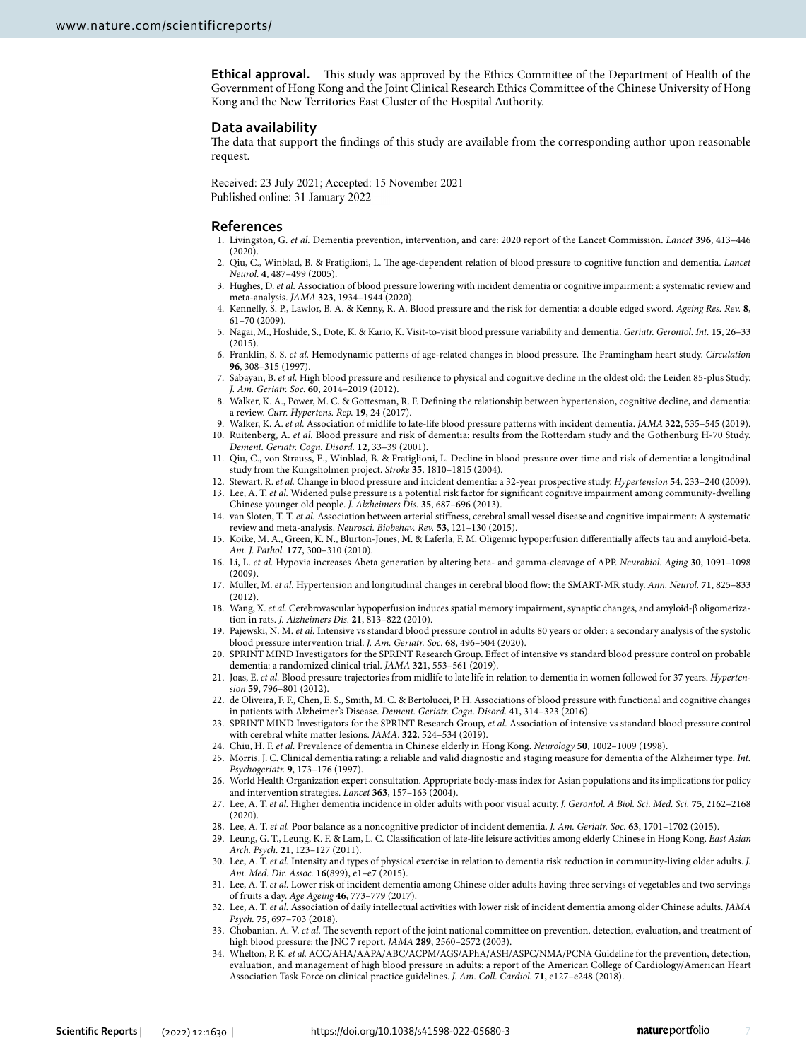**Ethical approval.** This study was approved by the Ethics Committee of the Department of Health of the Government of Hong Kong and the Joint Clinical Research Ethics Committee of the Chinese University of Hong Kong and the New Territories East Cluster of the Hospital Authority.

## Data availability

The data that support the findings of this study are available from the corresponding author upon reasonable request.

Received: 23 July 2021; Accepted: 15 November 2021
Published online: 31 January 2022

## References

1. Livingston, G. *et al.* Dementia prevention, intervention, and care: 2020 report of the Lancet Commission. *Lancet* **396**, 413–446 (2020).
2. Qiu, C., Winblad, B. & Fratiglioni, L. The age-dependent relation of blood pressure to cognitive function and dementia. *Lancet Neurol.* **4**, 487–499 (2005).
3. Hughes, D. *et al.* Association of blood pressure lowering with incident dementia or cognitive impairment: a systematic review and meta-analysis. *JAMA* **323**, 1934–1944 (2020).
4. Kennelly, S. P., Lawlor, B. A. & Kenny, R. A. Blood pressure and the risk for dementia: a double edged sword. *Ageing Res. Rev.* **8**, 61–70 (2009).
5. Nagai, M., Hoshide, S., Dote, K. & Kario, K. Visit-to-visit blood pressure variability and dementia. *Geriatr. Gerontol. Int.* **15**, 26–33 (2015).
6. Franklin, S. S. *et al.* Hemodynamic patterns of age-related changes in blood pressure. The Framingham heart study. *Circulation* **96**, 308–315 (1997).
7. Sabayan, B. *et al.* High blood pressure and resilience to physical and cognitive decline in the oldest old: the Leiden 85-plus Study. *J. Am. Geriatr. Soc.* **60**, 2014–2019 (2012).
8. Walker, K. A., Power, M. C. & Gottesman, R. F. Defining the relationship between hypertension, cognitive decline, and dementia: a review. *Curr. Hypertens. Rep.* **19**, 24 (2017).
9. Walker, K. A. *et al.* Association of midlife to late-life blood pressure patterns with incident dementia. *JAMA* **322**, 535–545 (2019).
10. Ruitenberg, A. *et al.* Blood pressure and risk of dementia: results from the Rotterdam study and the Gothenburg H-70 Study. *Dement. Geriatr. Cogn. Disord.* **12**, 33–39 (2001).
11. Qiu, C., von Strauss, E., Winblad, B. & Fratiglioni, L. Decline in blood pressure over time and risk of dementia: a longitudinal study from the Kungsholmen project. *Stroke* **35**, 1810–1815 (2004).
12. Stewart, R. *et al.* Change in blood pressure and incident dementia: a 32-year prospective study. *Hypertension* **54**, 233–240 (2009).
13. Lee, A. T. *et al.* Widened pulse pressure is a potential risk factor for significant cognitive impairment among community-dwelling Chinese younger old people. *J. Alzheimers Dis.* **35**, 687–696 (2013).
14. van Sloten, T. T. *et al.* Association between arterial stiffness, cerebral small vessel disease and cognitive impairment: A systematic review and meta-analysis. *Neurosci. Biobehav. Rev.* **53**, 121–130 (2015).
15. Koike, M. A., Green, K. N., Blurton-Jones, M. & Laferla, F. M. Oligemic hypoperfusion differentially affects tau and amyloid-beta. *Am. J. Pathol.* **177**, 300–310 (2010).
16. Li, L. *et al.* Hypoxia increases Abeta generation by altering beta- and gamma-cleavage of APP. *Neurobiol. Aging* **30**, 1091–1098 (2009).
17. Muller, M. *et al.* Hypertension and longitudinal changes in cerebral blood flow: the SMART-MR study. *Ann. Neurol.* **71**, 825–833 (2012).
18. Wang, X. *et al.* Cerebrovascular hypoperfusion induces spatial memory impairment, synaptic changes, and amyloid-β oligomerization in rats. *J. Alzheimers Dis.* **21**, 813–822 (2010).
19. Pajewski, N. M. *et al.* Intensive vs standard blood pressure control in adults 80 years or older: a secondary analysis of the systolic blood pressure intervention trial. *J. Am. Geriatr. Soc.* **68**, 496–504 (2020).
20. SPRINT MIND Investigators for the SPRINT Research Group. Effect of intensive vs standard blood pressure control on probable dementia: a randomized clinical trial. *JAMA* **321**, 553–561 (2019).
21. Joas, E. *et al.* Blood pressure trajectories from midlife to late life in relation to dementia in women followed for 37 years. *Hypertension* **59**, 796–801 (2012).
22. de Oliveira, F. F., Chen, E. S., Smith, M. C. & Bertolucci, P. H. Associations of blood pressure with functional and cognitive changes in patients with Alzheimer's Disease. *Dement. Geriatr. Cogn. Disord.* **41**, 314–323 (2016).
23. SPRINT MIND Investigators for the SPRINT Research Group, *et al*. Association of intensive vs standard blood pressure control with cerebral white matter lesions. *JAMA*. **322**, 524–534 (2019).
24. Chiu, H. F. *et al.* Prevalence of dementia in Chinese elderly in Hong Kong. *Neurology* **50**, 1002–1009 (1998).
25. Morris, J. C. Clinical dementia rating: a reliable and valid diagnostic and staging measure for dementia of the Alzheimer type. *Int. Psychogeriatr.* **9**, 173–176 (1997).
26. World Health Organization expert consultation. Appropriate body-mass index for Asian populations and its implications for policy and intervention strategies. *Lancet* **363**, 157–163 (2004).
27. Lee, A. T. *et al.* Higher dementia incidence in older adults with poor visual acuity. *J. Gerontol. A Biol. Sci. Med. Sci.* **75**, 2162–2168 (2020).
28. Lee, A. T. *et al.* Poor balance as a noncognitive predictor of incident dementia. *J. Am. Geriatr. Soc.* **63**, 1701–1702 (2015).
29. Leung, G. T., Leung, K. F. & Lam, L. C. Classification of late-life leisure activities among elderly Chinese in Hong Kong. *East Asian Arch. Psych.* **21**, 123–127 (2011).
30. Lee, A. T. *et al.* Intensity and types of physical exercise in relation to dementia risk reduction in community-living older adults. *J. Am. Med. Dir. Assoc.* **16**(899), e1–e7 (2015).
31. Lee, A. T. *et al.* Lower risk of incident dementia among Chinese older adults having three servings of vegetables and two servings of fruits a day. *Age Ageing* **46**, 773–779 (2017).
32. Lee, A. T. *et al.* Association of daily intellectual activities with lower risk of incident dementia among older Chinese adults. *JAMA Psych.* **75**, 697–703 (2018).
33. Chobanian, A. V. *et al.* The seventh report of the joint national committee on prevention, detection, evaluation, and treatment of high blood pressure: the JNC 7 report. *JAMA* **289**, 2560–2572 (2003).
34. Whelton, P. K. *et al.* ACC/AHA/AAPA/ABC/ACPM/AGS/APhA/ASH/ASPC/NMA/PCNA Guideline for the prevention, detection, evaluation, and management of high blood pressure in adults: a report of the American College of Cardiology/American Heart Association Task Force on clinical practice guidelines. *J. Am. Coll. Cardiol.* **71**, e127–e248 (2018).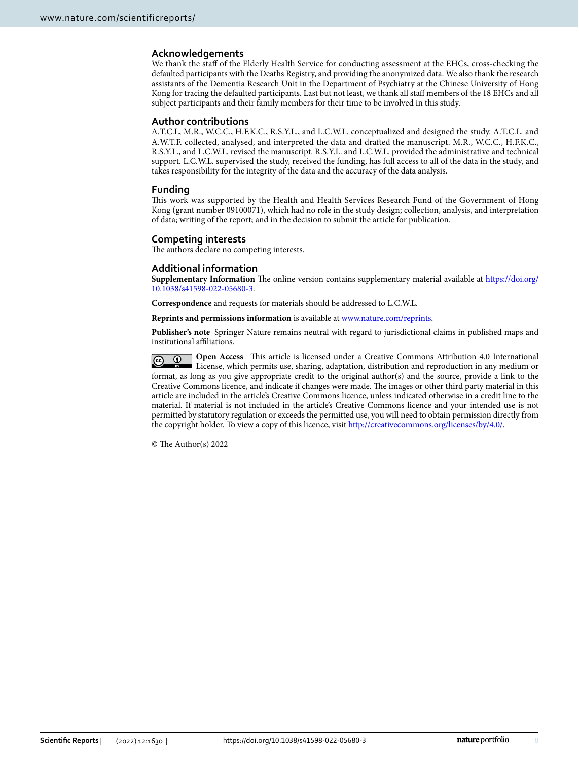## Acknowledgements

We thank the staff of the Elderly Health Service for conducting assessment at the EHCs, cross-checking the defaulted participants with the Deaths Registry, and providing the anonymized data. We also thank the research assistants of the Dementia Research Unit in the Department of Psychiatry at the Chinese University of Hong Kong for tracing the defaulted participants. Last but not least, we thank all staff members of the 18 EHCs and all subject participants and their family members for their time to be involved in this study.

## Author contributions

A.T.C.L, M.R., W.C.C., H.F.K.C., R.S.Y.L., and L.C.W.L. conceptualized and designed the study. A.T.C.L. and A.W.T.F. collected, analysed, and interpreted the data and drafted the manuscript. M.R., W.C.C., H.F.K.C., R.S.Y.L., and L.C.W.L. revised the manuscript. R.S.Y.L. and L.C.W.L. provided the administrative and technical support. L.C.W.L. supervised the study, received the funding, has full access to all of the data in the study, and takes responsibility for the integrity of the data and the accuracy of the data analysis.

## Funding

This work was supported by the Health and Health Services Research Fund of the Government of Hong Kong (grant number 09100071), which had no role in the study design; collection, analysis, and interpretation of data; writing of the report; and in the decision to submit the article for publication.

## Competing interests

The authors declare no competing interests.

## Additional information

**Supplementary Information** The online version contains supplementary material available at https://doi.org/10.1038/s41598-022-05680-3.

**Correspondence** and requests for materials should be addressed to L.C.W.L.

**Reprints and permissions information** is available at www.nature.com/reprints.

**Publisher's note** Springer Nature remains neutral with regard to jurisdictional claims in published maps and institutional affiliations.

**Open Access** This article is licensed under a Creative Commons Attribution 4.0 International License, which permits use, sharing, adaptation, distribution and reproduction in any medium or format, as long as you give appropriate credit to the original author(s) and the source, provide a link to the Creative Commons licence, and indicate if changes were made. The images or other third party material in this article are included in the article's Creative Commons licence, unless indicated otherwise in a credit line to the material. If material is not included in the article's Creative Commons licence and your intended use is not permitted by statutory regulation or exceeds the permitted use, you will need to obtain permission directly from the copyright holder. To view a copy of this licence, visit http://creativecommons.org/licenses/by/4.0/.

© The Author(s) 2022